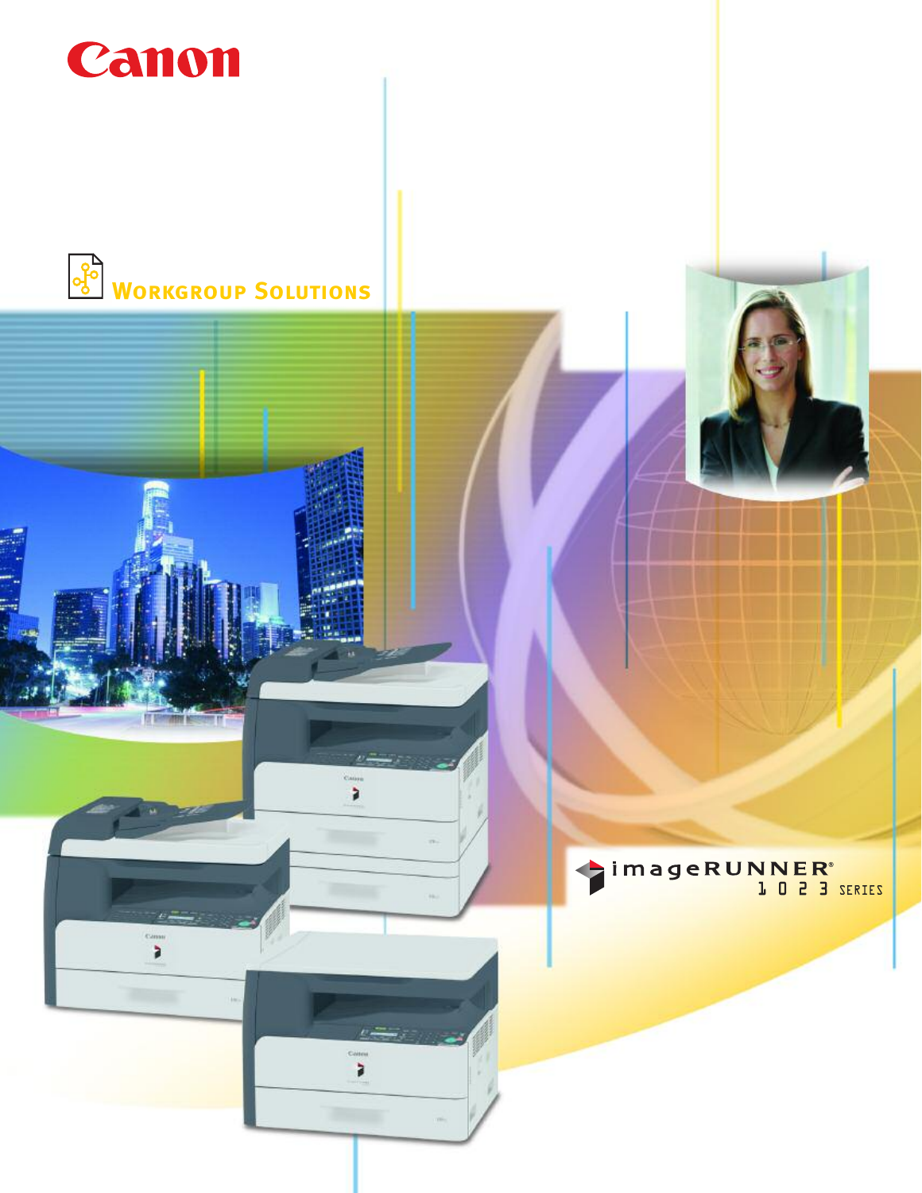Canon

# Workgroup Solutions

imageRUNNER® 1023 SERIES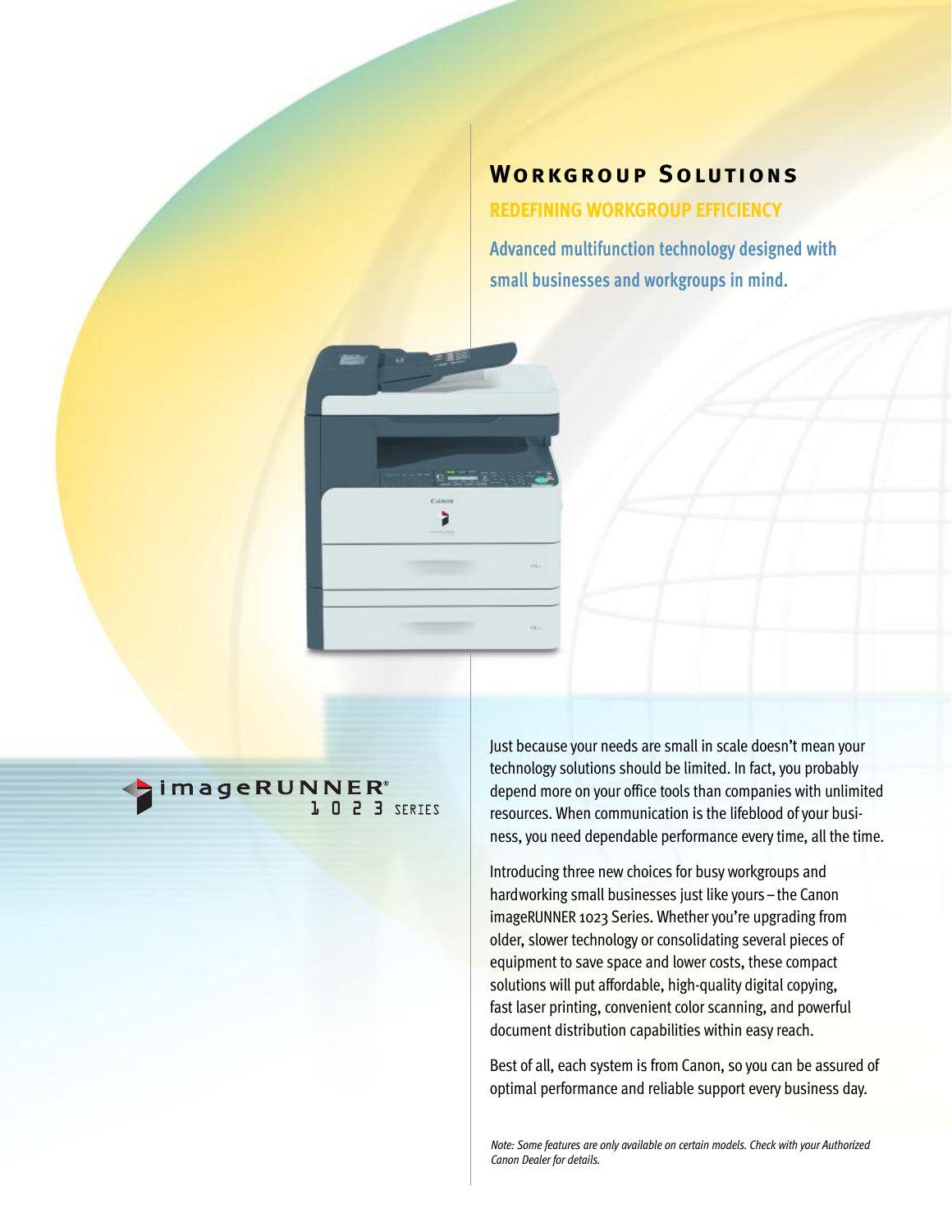## Workgroup Solutions

### REDEFINING WORKGROUP EFFICIENCY

**Advanced multifunction technology designed with small businesses and workgroups in mind.**

imageRUNNER® 1023 SERIES

Just because your needs are small in scale doesn't mean your technology solutions should be limited. In fact, you probably depend more on your office tools than companies with unlimited resources. When communication is the lifeblood of your business, you need dependable performance every time, all the time.

Introducing three new choices for busy workgroups and hardworking small businesses just like yours – the Canon imageRUNNER 1023 Series. Whether you're upgrading from older, slower technology or consolidating several pieces of equipment to save space and lower costs, these compact solutions will put affordable, high-quality digital copying, fast laser printing, convenient color scanning, and powerful document distribution capabilities within easy reach.

Best of all, each system is from Canon, so you can be assured of optimal performance and reliable support every business day.

*Note: Some features are only available on certain models. Check with your Authorized Canon Dealer for details.*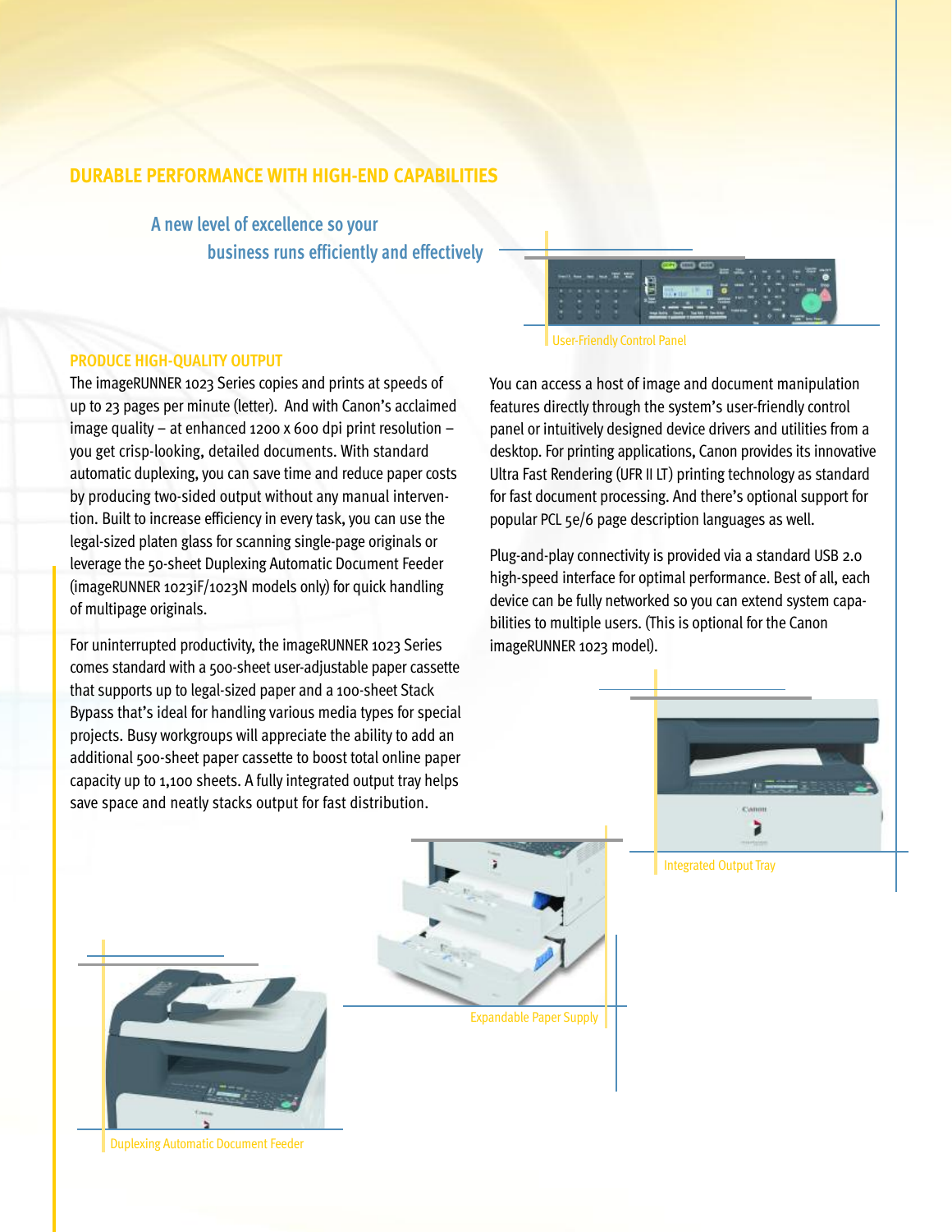## DURABLE PERFORMANCE WITH HIGH-END CAPABILITIES

### A new level of excellence so your business runs efficiently and effectively

User-Friendly Control Panel

### PRODUCE HIGH-QUALITY OUTPUT

The imageRUNNER 1023 Series copies and prints at speeds of up to 23 pages per minute (letter). And with Canon's acclaimed image quality – at enhanced 1200 x 600 dpi print resolution – you get crisp-looking, detailed documents. With standard automatic duplexing, you can save time and reduce paper costs by producing two-sided output without any manual intervention. Built to increase efficiency in every task, you can use the legal-sized platen glass for scanning single-page originals or leverage the 50-sheet Duplexing Automatic Document Feeder (imageRUNNER 1023iF/1023N models only) for quick handling of multipage originals.

For uninterrupted productivity, the imageRUNNER 1023 Series comes standard with a 500-sheet user-adjustable paper cassette that supports up to legal-sized paper and a 100-sheet Stack Bypass that's ideal for handling various media types for special projects. Busy workgroups will appreciate the ability to add an additional 500-sheet paper cassette to boost total online paper capacity up to 1,100 sheets. A fully integrated output tray helps save space and neatly stacks output for fast distribution.

You can access a host of image and document manipulation features directly through the system's user-friendly control panel or intuitively designed device drivers and utilities from a desktop. For printing applications, Canon provides its innovative Ultra Fast Rendering (UFR II LT) printing technology as standard for fast document processing. And there's optional support for popular PCL 5e/6 page description languages as well.

Plug-and-play connectivity is provided via a standard USB 2.0 high-speed interface for optimal performance. Best of all, each device can be fully networked so you can extend system capabilities to multiple users. (This is optional for the Canon imageRUNNER 1023 model).

Integrated Output Tray

Expandable Paper Supply

Duplexing Automatic Document Feeder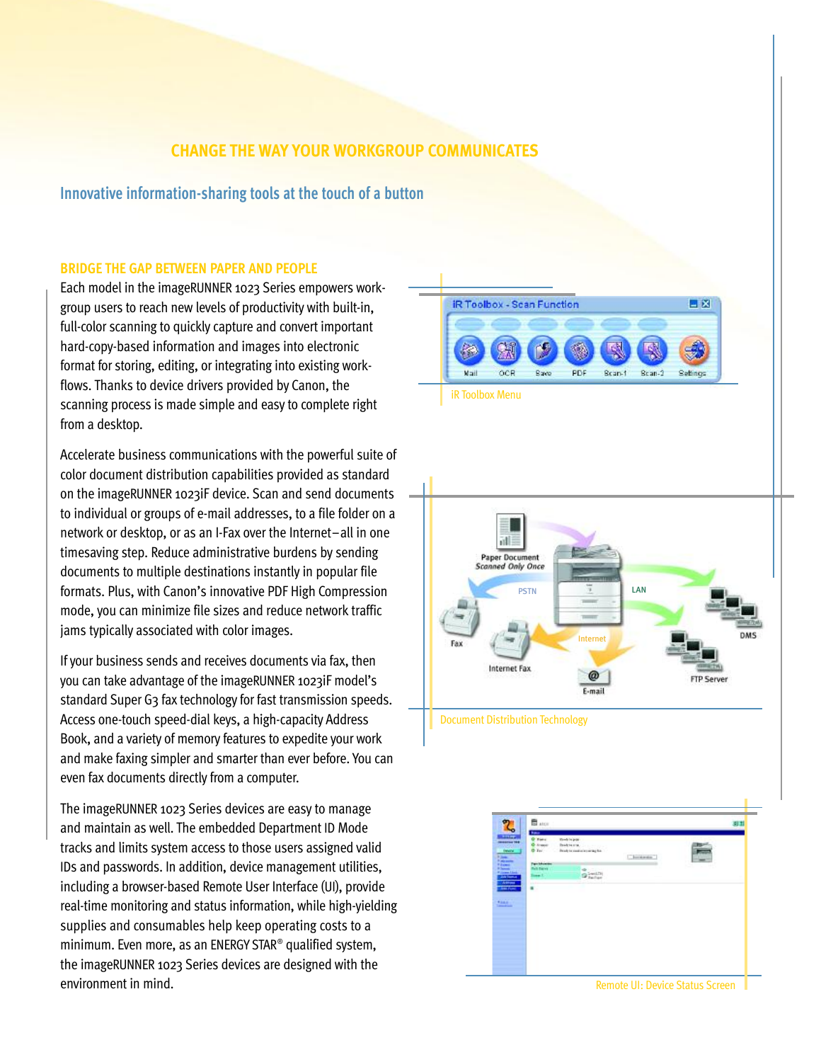# CHANGE THE WAY YOUR WORKGROUP COMMUNICATES

## Innovative information-sharing tools at the touch of a button

### BRIDGE THE GAP BETWEEN PAPER AND PEOPLE

Each model in the imageRUNNER 1023 Series empowers workgroup users to reach new levels of productivity with built-in, full-color scanning to quickly capture and convert important hard-copy-based information and images into electronic format for storing, editing, or integrating into existing workflows. Thanks to device drivers provided by Canon, the scanning process is made simple and easy to complete right from a desktop.

Accelerate business communications with the powerful suite of color document distribution capabilities provided as standard on the imageRUNNER 1023iF device. Scan and send documents to individual or groups of e-mail addresses, to a file folder on a network or desktop, or as an I-Fax over the Internet–all in one timesaving step. Reduce administrative burdens by sending documents to multiple destinations instantly in popular file formats. Plus, with Canon's innovative PDF High Compression mode, you can minimize file sizes and reduce network traffic jams typically associated with color images.

If your business sends and receives documents via fax, then you can take advantage of the imageRUNNER 1023iF model's standard Super G3 fax technology for fast transmission speeds. Access one-touch speed-dial keys, a high-capacity Address Book, and a variety of memory features to expedite your work and make faxing simpler and smarter than ever before. You can even fax documents directly from a computer.

The imageRUNNER 1023 Series devices are easy to manage and maintain as well. The embedded Department ID Mode tracks and limits system access to those users assigned valid IDs and passwords. In addition, device management utilities, including a browser-based Remote User Interface (UI), provide real-time monitoring and status information, while high-yielding supplies and consumables help keep operating costs to a minimum. Even more, as an ENERGY STAR® qualified system, the imageRUNNER 1023 Series devices are designed with the environment in mind.

iR Toolbox Menu

Document Distribution Technology

Remote UI: Device Status Screen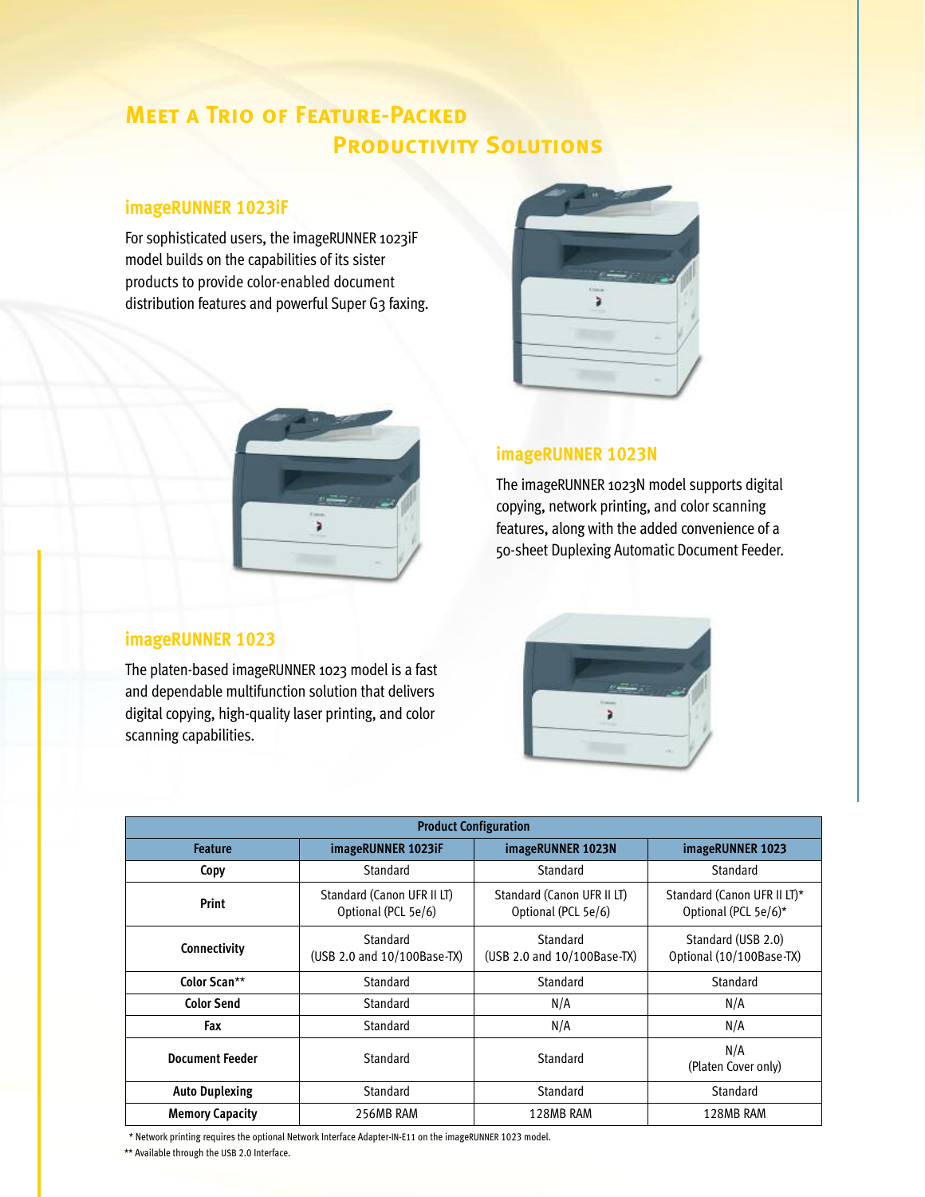# Meet a Trio of Feature-Packed Productivity Solutions

## imageRUNNER 1023iF

For sophisticated users, the imageRUNNER 1023iF model builds on the capabilities of its sister products to provide color-enabled document distribution features and powerful Super G3 faxing.

## imageRUNNER 1023N

The imageRUNNER 1023N model supports digital copying, network printing, and color scanning features, along with the added convenience of a 50-sheet Duplexing Automatic Document Feeder.

## imageRUNNER 1023

The platen-based imageRUNNER 1023 model is a fast and dependable multifunction solution that delivers digital copying, high-quality laser printing, and color scanning capabilities.

| Product Configuration | | | |
|---|---|---|---|
| **Feature** | **imageRUNNER 1023iF** | **imageRUNNER 1023N** | **imageRUNNER 1023** |
| **Copy** | Standard | Standard | Standard |
| **Print** | Standard (Canon UFR II LT) Optional (PCL 5e/6) | Standard (Canon UFR II LT) Optional (PCL 5e/6) | Standard (Canon UFR II LT)* Optional (PCL 5e/6)* |
| **Connectivity** | Standard (USB 2.0 and 10/100Base-TX) | Standard (USB 2.0 and 10/100Base-TX) | Standard (USB 2.0) Optional (10/100Base-TX) |
| **Color Scan**** | Standard | Standard | Standard |
| **Color Send** | Standard | N/A | N/A |
| **Fax** | Standard | N/A | N/A |
| **Document Feeder** | Standard | Standard | N/A (Platen Cover only) |
| **Auto Duplexing** | Standard | Standard | Standard |
| **Memory Capacity** | 256MB RAM | 128MB RAM | 128MB RAM |

\* Network printing requires the optional Network Interface Adapter-IN-E11 on the imageRUNNER 1023 model.

** Available through the USB 2.0 Interface.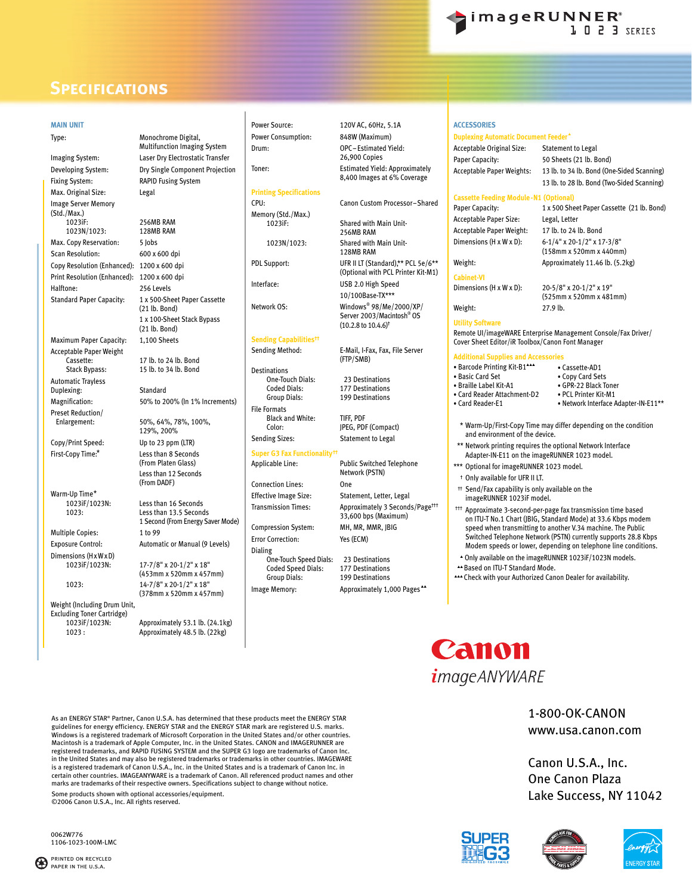# Specifications

## MAIN UNIT

| | |
|---|---|
| Type: | Monochrome Digital, Multifunction Imaging System |
| Imaging System: | Laser Dry Electrostatic Transfer |
| Developing System: | Dry Single Component Projection |
| Fixing System: | RAPID Fusing System |
| Max. Original Size: | Legal |
| Image Server Memory (Std./Max.) | |
| 1023iF: | 256MB RAM |
| 1023N/1023: | 128MB RAM |
| Max. Copy Reservation: | 5 Jobs |
| Scan Resolution: | 600 x 600 dpi |
| Copy Resolution (Enhanced): | 1200 x 600 dpi |
| Print Resolution (Enhanced): | 1200 x 600 dpi |
| Halftone: | 256 Levels |
| Standard Paper Capacity: | 1 x 500-Sheet Paper Cassette (21 lb. Bond) 1 x 100-Sheet Stack Bypass (21 lb. Bond) |
| Maximum Paper Capacity: | 1,100 Sheets |
| Acceptable Paper Weight | |
| Cassette: | 17 lb. to 24 lb. Bond |
| Stack Bypass: | 15 lb. to 34 lb. Bond |
| Automatic Trayless Duplexing: | Standard |
| Magnification: | 50% to 200% (In 1% Increments) |
| Preset Reduction/ Enlargement: | 50%, 64%, 78%, 100%, 129%, 200% |
| Copy/Print Speed: | Up to 23 ppm (LTR) |
| First-Copy Time:* | Less than 8 Seconds (From Platen Glass) Less than 12 Seconds (From DADF) |
| Warm-Up Time* | |
| 1023iF/1023N: | Less than 16 Seconds |
| 1023: | Less than 13.5 Seconds 1 Second (From Energy Saver Mode) |
| Multiple Copies: | 1 to 99 |
| Exposure Control: | Automatic or Manual (9 Levels) |
| Dimensions (H x W x D) | |
| 1023iF/1023N: | 17-7/8" x 20-1/2" x 18" (453mm x 520mm x 457mm) |
| 1023: | 14-7/8" x 20-1/2" x 18" (378mm x 520mm x 457mm) |
| Weight (Including Drum Unit, Excluding Toner Cartridge) | |
| 1023iF/1023N: | Approximately 53.1 lb. (24.1kg) |
| 1023 : | Approximately 48.5 lb. (22kg) |
| Power Source: | 120V AC, 60Hz, 5.1A |
| Power Consumption: | 848W (Maximum) |
| Drum: | OPC–Estimated Yield: 26,900 Copies |
| Toner: | Estimated Yield: Approximately 8,400 Images at 6% Coverage |

### Printing Specifications

| | |
|---|---|
| CPU: | Canon Custom Processor–Shared |
| Memory (Std./Max.) | |
| 1023iF: | Shared with Main Unit-256MB RAM |
| 1023N/1023: | Shared with Main Unit-128MB RAM |
| PDL Support: | UFR II LT (Standard),** PCL 5e/6** (Optional with PCL Printer Kit-M1) |
| Interface: | USB 2.0 High Speed 10/100Base-TX*** |
| Network OS: | Windows® 98/Me/2000/XP/ Server 2003/Macintosh® OS (10.2.8 to 10.4.6)† |

### Sending Capabilities††

| | |
|---|---|
| Sending Method: | E-Mail, I-Fax, Fax, File Server (FTP/SMB) |
| Destinations | |
| One-Touch Dials: | 23 Destinations |
| Coded Dials: | 177 Destinations |
| Group Dials: | 199 Destinations |
| File Formats | |
| Black and White: | TIFF, PDF |
| Color: | JPEG, PDF (Compact) |
| Sending Sizes: | Statement to Legal |

### Super G3 Fax Functionality††

| | |
|---|---|
| Applicable Line: | Public Switched Telephone Network (PSTN) |
| Connection Lines: | One |
| Effective Image Size: | Statement, Letter, Legal |
| Transmission Times: | Approximately 3 Seconds/Page††† 33,600 bps (Maximum) |
| Compression System: | MH, MR, MMR, JBIG |
| Error Correction: | Yes (ECM) |
| Dialing | |
| One-Touch Speed Dials: | 23 Destinations |
| Coded Speed Dials: | 177 Destinations |
| Group Dials: | 199 Destinations |
| Image Memory: | Approximately 1,000 Pages▲▲ |

## ACCESSORIES

### Duplexing Automatic Document Feeder▲

| | |
|---|---|
| Acceptable Original Size: | Statement to Legal |
| Paper Capacity: | 50 Sheets (21 lb. Bond) |
| Acceptable Paper Weights: | 13 lb. to 34 lb. Bond (One-Sided Scanning) 13 lb. to 28 lb. Bond (Two-Sided Scanning) |

### Cassette Feeding Module-N1 (Optional)

| | |
|---|---|
| Paper Capacity: | 1 x 500 Sheet Paper Cassette (21 lb. Bond) |
| Acceptable Paper Size: | Legal, Letter |
| Acceptable Paper Weight: | 17 lb. to 24 lb. Bond |
| Dimensions (H x W x D): | 6-1/4" x 20-1/2" x 17-3/8" (158mm x 520mm x 440mm) |
| Weight: | Approximately 11.46 lb. (5.2kg) |

### Cabinet-VI

| | |
|---|---|
| Dimensions (H x W x D): | 20-5/8" x 20-1/2" x 19" (525mm x 520mm x 481mm) |
| Weight: | 27.9 lb. |

### Utility Software

Remote UI/imageWARE Enterprise Management Console/Fax Driver/ Cover Sheet Editor/iR Toolbox/Canon Font Manager

### Additional Supplies and Accessories

- Barcode Printing Kit-B1▲▲▲
- Basic Card Set
- Braille Label Kit-A1
- Card Reader Attachment-D2
- Card Reader-E1
- Cassette-AD1
- Copy Card Sets
- GPR-22 Black Toner
- PCL Printer Kit-M1
- Network Interface Adapter-IN-E11**

\* Warm-Up/First-Copy Time may differ depending on the condition and environment of the device.

** Network printing requires the optional Network Interface Adapter-IN-E11 on the imageRUNNER 1023N model.

*** Optional for imageRUNNER 1023 model.

† Only available for UFR II LT.

†† Send/Fax capability is only available on the imageRUNNER 1023iF model.

††† Approximate 3-second-per-page fax transmission time based on ITU-T No.1 Chart (JBIG, Standard Mode) at 33.6 Kbps modem speed when transmitting to another V.34 machine. The Public Switched Telephone Network (PSTN) currently supports 28.8 Kbps Modem speeds or lower, depending on telephone line conditions.

▲ Only available on the imageRUNNER 1023iF/1023N models.

▲▲ Based on ITU-T Standard Mode.

▲▲▲ Check with your Authorized Canon Dealer for availability.

Canon
imageANYWARE

1-800-OK-CANON
www.usa.canon.com

Canon U.S.A., Inc.
One Canon Plaza
Lake Success, NY 11042

As an ENERGY STAR® Partner, Canon U.S.A. has determined that these products meet the ENERGY STAR guidelines for energy efficiency. ENERGY STAR and the ENERGY STAR mark are registered U.S. marks. Windows is a registered trademark of Microsoft Corporation in the United States and/or other countries. Macintosh is a trademark of Apple Computer, Inc. in the United States. CANON and IMAGERUNNER are registered trademarks, and RAPID FUSING SYSTEM and the SUPER G3 logo are trademarks of Canon Inc. in the United States and may also be registered trademarks or trademarks in other countries. IMAGEWARE is a registered trademark of Canon U.S.A., Inc. in the United States and is a trademark of Canon Inc. in certain other countries. IMAGEANYWARE is a trademark of Canon. All referenced product names and other marks are trademarks of their respective owners. Specifications subject to change without notice.

Some products shown with optional accessories/equipment.
©2006 Canon U.S.A., Inc. All rights reserved.

0062W776
1106-1023-100M-LMC

PRINTED ON RECYCLED PAPER IN THE U.S.A.